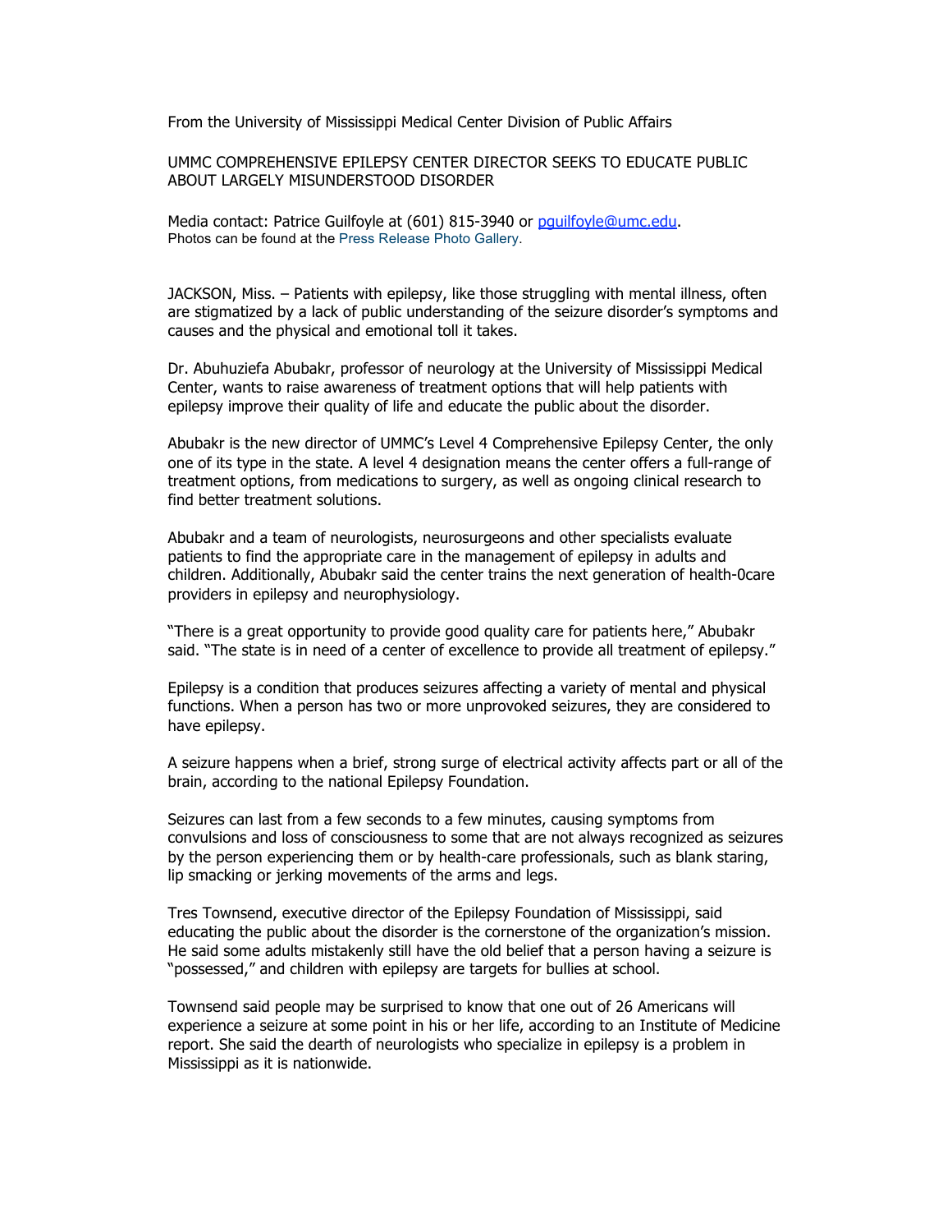From the University of Mississippi Medical Center Division of Public Affairs

UMMC COMPREHENSIVE EPILEPSY CENTER DIRECTOR SEEKS TO EDUCATE PUBLIC ABOUT LARGELY MISUNDERSTOOD DISORDER

Media contact: Patrice Guilfoyle at (601) 815-3940 or pguilfoyle@umc.edu.
Photos can be found at the Press Release Photo Gallery.

JACKSON, Miss. – Patients with epilepsy, like those struggling with mental illness, often are stigmatized by a lack of public understanding of the seizure disorder's symptoms and causes and the physical and emotional toll it takes.

Dr. Abuhuziefa Abubakr, professor of neurology at the University of Mississippi Medical Center, wants to raise awareness of treatment options that will help patients with epilepsy improve their quality of life and educate the public about the disorder.

Abubakr is the new director of UMMC's Level 4 Comprehensive Epilepsy Center, the only one of its type in the state. A level 4 designation means the center offers a full-range of treatment options, from medications to surgery, as well as ongoing clinical research to find better treatment solutions.

Abubakr and a team of neurologists, neurosurgeons and other specialists evaluate patients to find the appropriate care in the management of epilepsy in adults and children. Additionally, Abubakr said the center trains the next generation of health-0care providers in epilepsy and neurophysiology.

"There is a great opportunity to provide good quality care for patients here," Abubakr said. "The state is in need of a center of excellence to provide all treatment of epilepsy."

Epilepsy is a condition that produces seizures affecting a variety of mental and physical functions. When a person has two or more unprovoked seizures, they are considered to have epilepsy.

A seizure happens when a brief, strong surge of electrical activity affects part or all of the brain, according to the national Epilepsy Foundation.

Seizures can last from a few seconds to a few minutes, causing symptoms from convulsions and loss of consciousness to some that are not always recognized as seizures by the person experiencing them or by health-care professionals, such as blank staring, lip smacking or jerking movements of the arms and legs.

Tres Townsend, executive director of the Epilepsy Foundation of Mississippi, said educating the public about the disorder is the cornerstone of the organization's mission. He said some adults mistakenly still have the old belief that a person having a seizure is "possessed," and children with epilepsy are targets for bullies at school.

Townsend said people may be surprised to know that one out of 26 Americans will experience a seizure at some point in his or her life, according to an Institute of Medicine report. She said the dearth of neurologists who specialize in epilepsy is a problem in Mississippi as it is nationwide.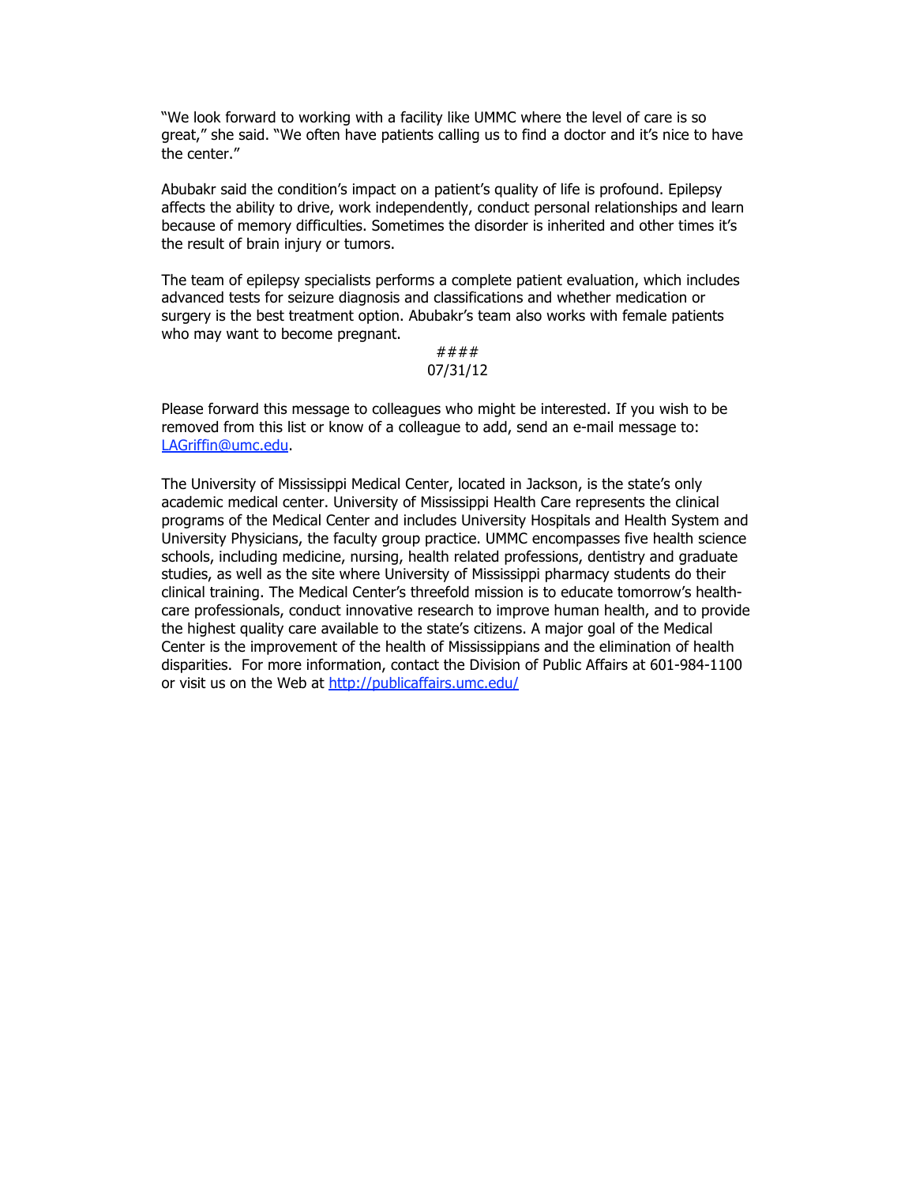"We look forward to working with a facility like UMMC where the level of care is so great," she said. "We often have patients calling us to find a doctor and it's nice to have the center."

Abubakr said the condition's impact on a patient's quality of life is profound. Epilepsy affects the ability to drive, work independently, conduct personal relationships and learn because of memory difficulties. Sometimes the disorder is inherited and other times it's the result of brain injury or tumors.

The team of epilepsy specialists performs a complete patient evaluation, which includes advanced tests for seizure diagnosis and classifications and whether medication or surgery is the best treatment option. Abubakr's team also works with female patients who may want to become pregnant.

####

07/31/12

Please forward this message to colleagues who might be interested. If you wish to be removed from this list or know of a colleague to add, send an e-mail message to: [LAGriffin@umc.edu](mailto:LAGriffin@umc.edu).

The University of Mississippi Medical Center, located in Jackson, is the state's only academic medical center. University of Mississippi Health Care represents the clinical programs of the Medical Center and includes University Hospitals and Health System and University Physicians, the faculty group practice. UMMC encompasses five health science schools, including medicine, nursing, health related professions, dentistry and graduate studies, as well as the site where University of Mississippi pharmacy students do their clinical training. The Medical Center's threefold mission is to educate tomorrow's health-care professionals, conduct innovative research to improve human health, and to provide the highest quality care available to the state's citizens. A major goal of the Medical Center is the improvement of the health of Mississippians and the elimination of health disparities. For more information, contact the Division of Public Affairs at 601-984-1100 or visit us on the Web at [http://publicaffairs.umc.edu/](http://publicaffairs.umc.edu/)